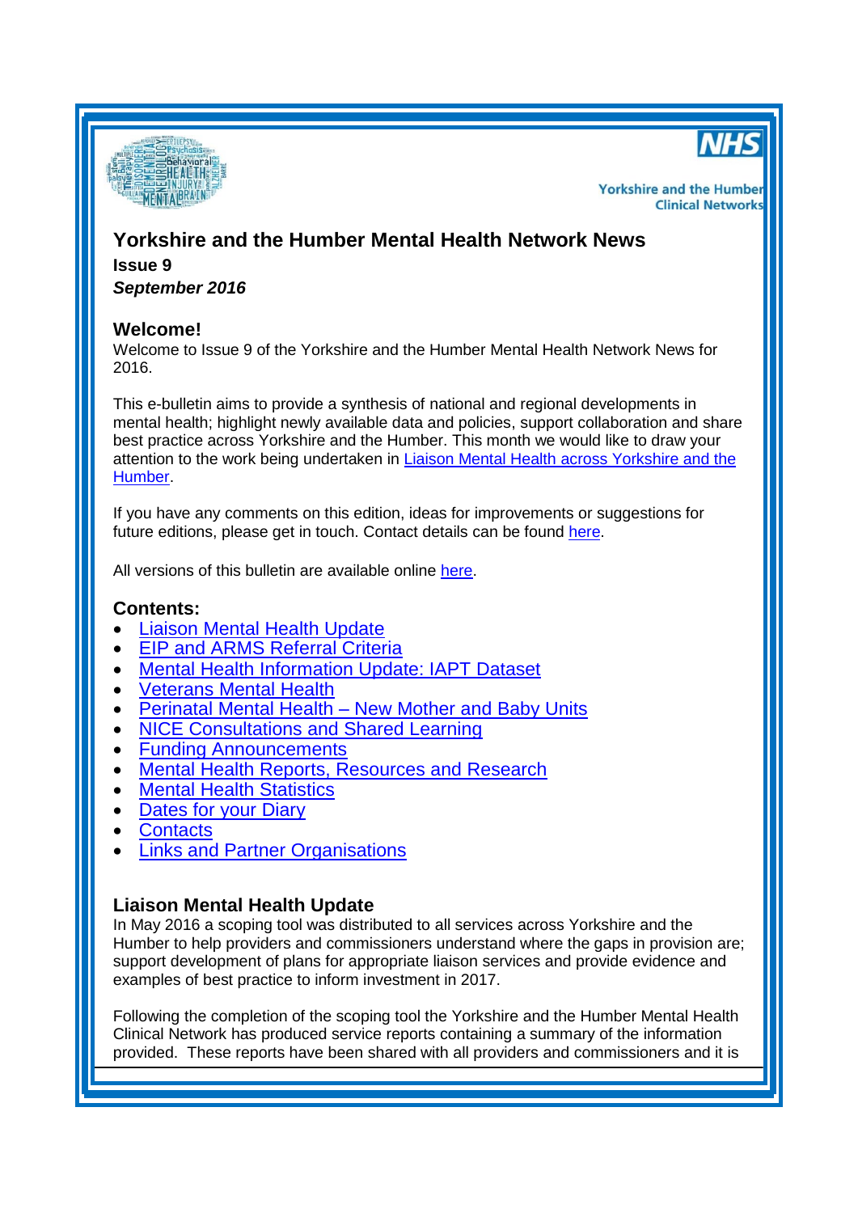Yorkshire and the Humber
Clinical Networks

# Yorkshire and the Humber Mental Health Network News

**Issue 9**

***September 2016***

## Welcome!

Welcome to Issue 9 of the Yorkshire and the Humber Mental Health Network News for 2016.

This e-bulletin aims to provide a synthesis of national and regional developments in mental health; highlight newly available data and policies, support collaboration and share best practice across Yorkshire and the Humber. This month we would like to draw your attention to the work being undertaken in Liaison Mental Health across Yorkshire and the Humber.

If you have any comments on this edition, ideas for improvements or suggestions for future editions, please get in touch. Contact details can be found here.

All versions of this bulletin are available online here.

## Contents:

- Liaison Mental Health Update
- EIP and ARMS Referral Criteria
- Mental Health Information Update: IAPT Dataset
- Veterans Mental Health
- Perinatal Mental Health – New Mother and Baby Units
- NICE Consultations and Shared Learning
- Funding Announcements
- Mental Health Reports, Resources and Research
- Mental Health Statistics
- Dates for your Diary
- Contacts
- Links and Partner Organisations

## Liaison Mental Health Update

In May 2016 a scoping tool was distributed to all services across Yorkshire and the Humber to help providers and commissioners understand where the gaps in provision are; support development of plans for appropriate liaison services and provide evidence and examples of best practice to inform investment in 2017.

Following the completion of the scoping tool the Yorkshire and the Humber Mental Health Clinical Network has produced service reports containing a summary of the information provided. These reports have been shared with all providers and commissioners and it is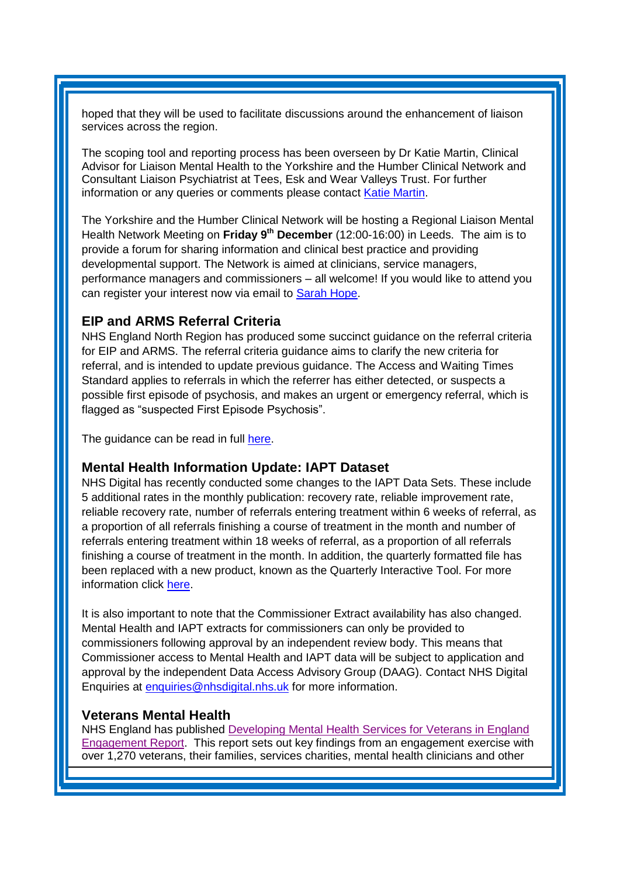hoped that they will be used to facilitate discussions around the enhancement of liaison services across the region.

The scoping tool and reporting process has been overseen by Dr Katie Martin, Clinical Advisor for Liaison Mental Health to the Yorkshire and the Humber Clinical Network and Consultant Liaison Psychiatrist at Tees, Esk and Wear Valleys Trust. For further information or any queries or comments please contact Katie Martin.

The Yorkshire and the Humber Clinical Network will be hosting a Regional Liaison Mental Health Network Meeting on **Friday 9th December** (12:00-16:00) in Leeds. The aim is to provide a forum for sharing information and clinical best practice and providing developmental support. The Network is aimed at clinicians, service managers, performance managers and commissioners – all welcome! If you would like to attend you can register your interest now via email to Sarah Hope.

### EIP and ARMS Referral Criteria

NHS England North Region has produced some succinct guidance on the referral criteria for EIP and ARMS. The referral criteria guidance aims to clarify the new criteria for referral, and is intended to update previous guidance. The Access and Waiting Times Standard applies to referrals in which the referrer has either detected, or suspects a possible first episode of psychosis, and makes an urgent or emergency referral, which is flagged as "suspected First Episode Psychosis".

The guidance can be read in full here.

### Mental Health Information Update: IAPT Dataset

NHS Digital has recently conducted some changes to the IAPT Data Sets. These include 5 additional rates in the monthly publication: recovery rate, reliable improvement rate, reliable recovery rate, number of referrals entering treatment within 6 weeks of referral, as a proportion of all referrals finishing a course of treatment in the month and number of referrals entering treatment within 18 weeks of referral, as a proportion of all referrals finishing a course of treatment in the month. In addition, the quarterly formatted file has been replaced with a new product, known as the Quarterly Interactive Tool. For more information click here.

It is also important to note that the Commissioner Extract availability has also changed. Mental Health and IAPT extracts for commissioners can only be provided to commissioners following approval by an independent review body. This means that Commissioner access to Mental Health and IAPT data will be subject to application and approval by the independent Data Access Advisory Group (DAAG). Contact NHS Digital Enquiries at enquiries@nhsdigital.nhs.uk for more information.

### Veterans Mental Health

NHS England has published Developing Mental Health Services for Veterans in England Engagement Report. This report sets out key findings from an engagement exercise with over 1,270 veterans, their families, services charities, mental health clinicians and other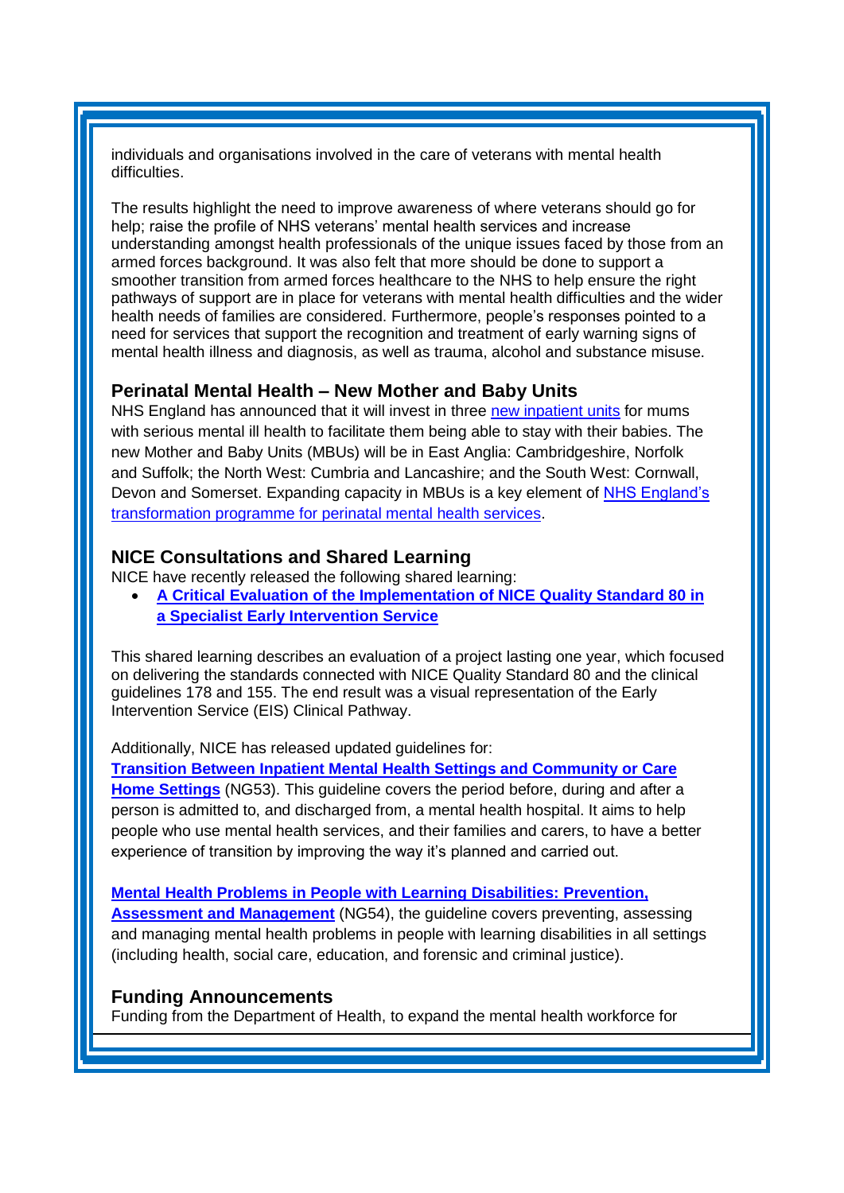individuals and organisations involved in the care of veterans with mental health difficulties.

The results highlight the need to improve awareness of where veterans should go for help; raise the profile of NHS veterans' mental health services and increase understanding amongst health professionals of the unique issues faced by those from an armed forces background. It was also felt that more should be done to support a smoother transition from armed forces healthcare to the NHS to help ensure the right pathways of support are in place for veterans with mental health difficulties and the wider health needs of families are considered. Furthermore, people's responses pointed to a need for services that support the recognition and treatment of early warning signs of mental health illness and diagnosis, as well as trauma, alcohol and substance misuse.

## Perinatal Mental Health – New Mother and Baby Units

NHS England has announced that it will invest in three new inpatient units for mums with serious mental ill health to facilitate them being able to stay with their babies. The new Mother and Baby Units (MBUs) will be in East Anglia: Cambridgeshire, Norfolk and Suffolk; the North West: Cumbria and Lancashire; and the South West: Cornwall, Devon and Somerset. Expanding capacity in MBUs is a key element of NHS England's transformation programme for perinatal mental health services.

## NICE Consultations and Shared Learning

NICE have recently released the following shared learning:

- **A Critical Evaluation of the Implementation of NICE Quality Standard 80 in a Specialist Early Intervention Service**

This shared learning describes an evaluation of a project lasting one year, which focused on delivering the standards connected with NICE Quality Standard 80 and the clinical guidelines 178 and 155. The end result was a visual representation of the Early Intervention Service (EIS) Clinical Pathway.

Additionally, NICE has released updated guidelines for:

**Transition Between Inpatient Mental Health Settings and Community or Care Home Settings** (NG53). This guideline covers the period before, during and after a person is admitted to, and discharged from, a mental health hospital. It aims to help people who use mental health services, and their families and carers, to have a better experience of transition by improving the way it's planned and carried out.

**Mental Health Problems in People with Learning Disabilities: Prevention, Assessment and Management** (NG54), the guideline covers preventing, assessing and managing mental health problems in people with learning disabilities in all settings (including health, social care, education, and forensic and criminal justice).

## Funding Announcements

Funding from the Department of Health, to expand the mental health workforce for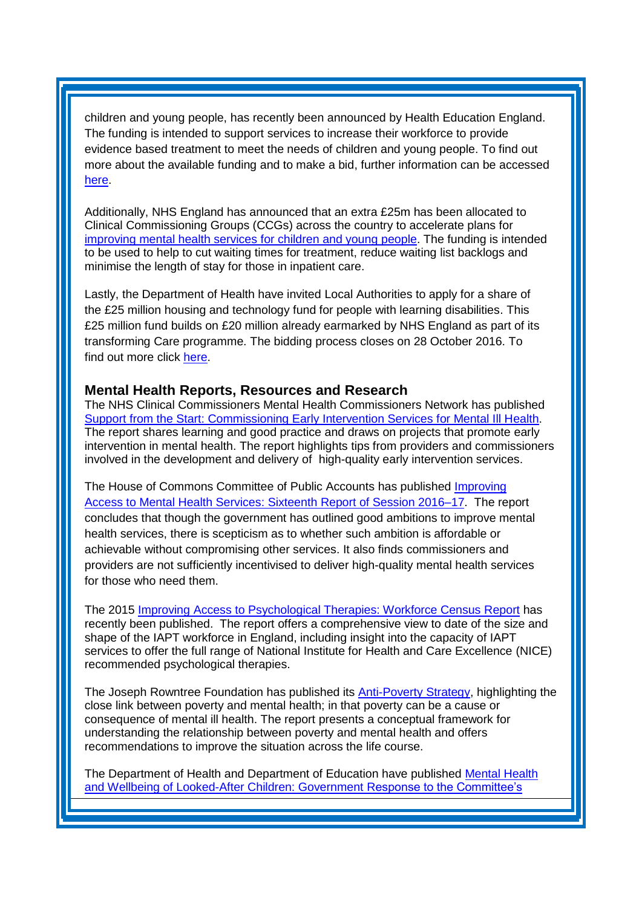children and young people, has recently been announced by Health Education England. The funding is intended to support services to increase their workforce to provide evidence based treatment to meet the needs of children and young people. To find out more about the available funding and to make a bid, further information can be accessed [here](#).

Additionally, NHS England has announced that an extra £25m has been allocated to Clinical Commissioning Groups (CCGs) across the country to accelerate plans for [improving mental health services for children and young people](#). The funding is intended to be used to help to cut waiting times for treatment, reduce waiting list backlogs and minimise the length of stay for those in inpatient care.

Lastly, the Department of Health have invited Local Authorities to apply for a share of the £25 million housing and technology fund for people with learning disabilities. This £25 million fund builds on £20 million already earmarked by NHS England as part of its transforming Care programme. The bidding process closes on 28 October 2016. To find out more click [here](#).

### Mental Health Reports, Resources and Research

The NHS Clinical Commissioners Mental Health Commissioners Network has published [Support from the Start: Commissioning Early Intervention Services for Mental Ill Health](#). The report shares learning and good practice and draws on projects that promote early intervention in mental health. The report highlights tips from providers and commissioners involved in the development and delivery of high-quality early intervention services.

The House of Commons Committee of Public Accounts has published [Improving Access to Mental Health Services: Sixteenth Report of Session 2016–17](#). The report concludes that though the government has outlined good ambitions to improve mental health services, there is scepticism as to whether such ambition is affordable or achievable without compromising other services. It also finds commissioners and providers are not sufficiently incentivised to deliver high-quality mental health services for those who need them.

The 2015 [Improving Access to Psychological Therapies: Workforce Census Report](#) has recently been published. The report offers a comprehensive view to date of the size and shape of the IAPT workforce in England, including insight into the capacity of IAPT services to offer the full range of National Institute for Health and Care Excellence (NICE) recommended psychological therapies.

The Joseph Rowntree Foundation has published its [Anti-Poverty Strategy](#), highlighting the close link between poverty and mental health; in that poverty can be a cause or consequence of mental ill health. The report presents a conceptual framework for understanding the relationship between poverty and mental health and offers recommendations to improve the situation across the life course.

The Department of Health and Department of Education have published [Mental Health and Wellbeing of Looked-After Children: Government Response to the Committee's](#)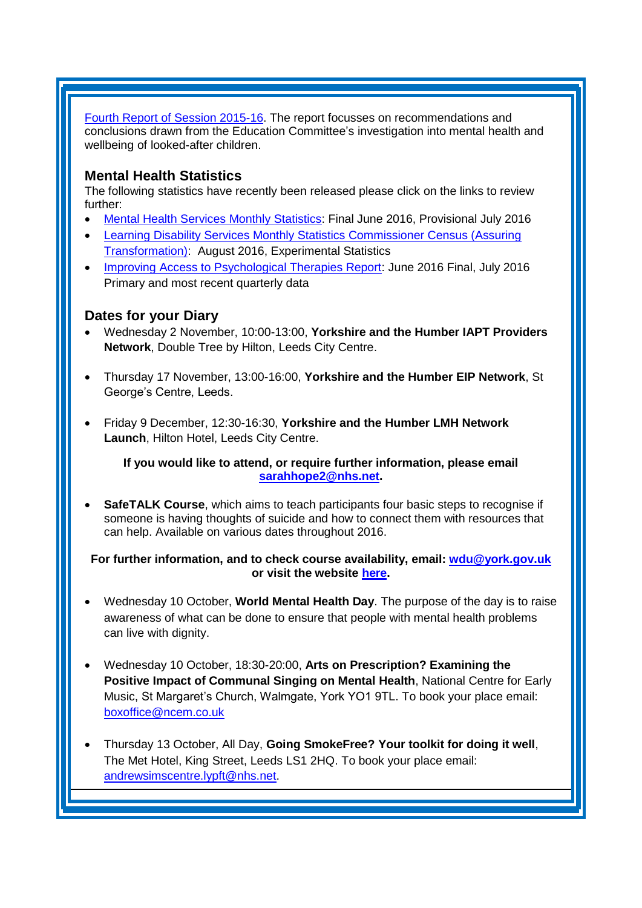Fourth Report of Session 2015-16. The report focusses on recommendations and conclusions drawn from the Education Committee's investigation into mental health and wellbeing of looked-after children.

### Mental Health Statistics

The following statistics have recently been released please click on the links to review further:

- Mental Health Services Monthly Statistics: Final June 2016, Provisional July 2016
- Learning Disability Services Monthly Statistics Commissioner Census (Assuring Transformation): August 2016, Experimental Statistics
- Improving Access to Psychological Therapies Report: June 2016 Final, July 2016 Primary and most recent quarterly data

### Dates for your Diary

- Wednesday 2 November, 10:00-13:00, **Yorkshire and the Humber IAPT Providers Network**, Double Tree by Hilton, Leeds City Centre.
- Thursday 17 November, 13:00-16:00, **Yorkshire and the Humber EIP Network**, St George's Centre, Leeds.
- Friday 9 December, 12:30-16:30, **Yorkshire and the Humber LMH Network Launch**, Hilton Hotel, Leeds City Centre.

**If you would like to attend, or require further information, please email sarahhope2@nhs.net.**

- **SafeTALK Course**, which aims to teach participants four basic steps to recognise if someone is having thoughts of suicide and how to connect them with resources that can help. Available on various dates throughout 2016.

**For further information, and to check course availability, email: wdu@york.gov.uk or visit the website here.**

- Wednesday 10 October, **World Mental Health Day**. The purpose of the day is to raise awareness of what can be done to ensure that people with mental health problems can live with dignity.
- Wednesday 10 October, 18:30-20:00, **Arts on Prescription? Examining the Positive Impact of Communal Singing on Mental Health**, National Centre for Early Music, St Margaret's Church, Walmgate, York YO1 9TL. To book your place email: boxoffice@ncem.co.uk
- Thursday 13 October, All Day, **Going SmokeFree? Your toolkit for doing it well**, The Met Hotel, King Street, Leeds LS1 2HQ. To book your place email: andrewsimscentre.lypft@nhs.net.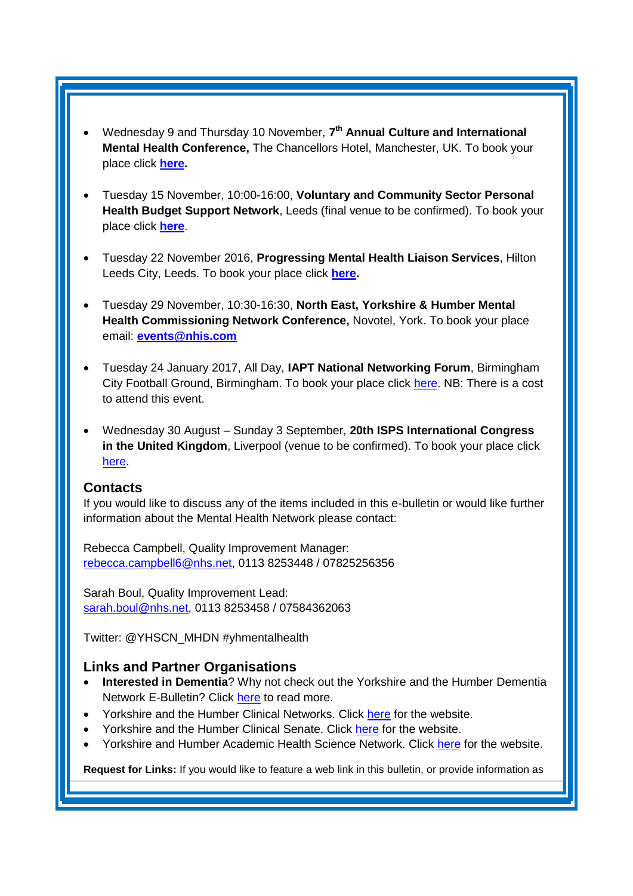- Wednesday 9 and Thursday 10 November, **7th Annual Culture and International Mental Health Conference,** The Chancellors Hotel, Manchester, UK. To book your place click **here.**

- Tuesday 15 November, 10:00-16:00, **Voluntary and Community Sector Personal Health Budget Support Network**, Leeds (final venue to be confirmed). To book your place click **here**.

- Tuesday 22 November 2016, **Progressing Mental Health Liaison Services**, Hilton Leeds City, Leeds. To book your place click **here.**

- Tuesday 29 November, 10:30-16:30, **North East, Yorkshire & Humber Mental Health Commissioning Network Conference,** Novotel, York. To book your place email: **events@nhis.com**

- Tuesday 24 January 2017, All Day, **IAPT National Networking Forum**, Birmingham City Football Ground, Birmingham. To book your place click here. NB: There is a cost to attend this event.

- Wednesday 30 August – Sunday 3 September, **20th ISPS International Congress in the United Kingdom**, Liverpool (venue to be confirmed). To book your place click here.

## Contacts

If you would like to discuss any of the items included in this e-bulletin or would like further information about the Mental Health Network please contact:

Rebecca Campbell, Quality Improvement Manager:
rebecca.campbell6@nhs.net, 0113 8253448 / 07825256356

Sarah Boul, Quality Improvement Lead:
sarah.boul@nhs.net, 0113 8253458 / 07584362063

Twitter: @YHSCN_MHDN #yhmentalhealth

## Links and Partner Organisations

- **Interested in Dementia**? Why not check out the Yorkshire and the Humber Dementia Network E-Bulletin? Click here to read more.
- Yorkshire and the Humber Clinical Networks. Click here for the website.
- Yorkshire and the Humber Clinical Senate. Click here for the website.
- Yorkshire and Humber Academic Health Science Network. Click here for the website.

**Request for Links:** If you would like to feature a web link in this bulletin, or provide information as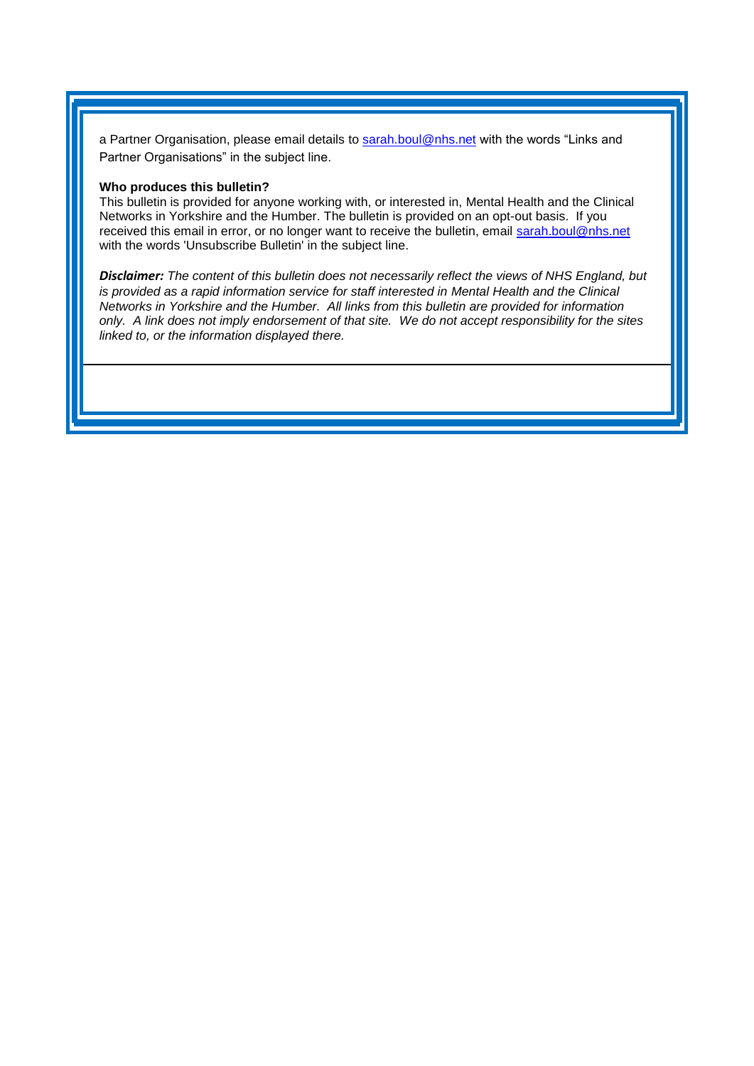a Partner Organisation, please email details to [sarah.boul@nhs.net](mailto:sarah.boul@nhs.net) with the words "Links and Partner Organisations" in the subject line.

**Who produces this bulletin?**
This bulletin is provided for anyone working with, or interested in, Mental Health and the Clinical Networks in Yorkshire and the Humber. The bulletin is provided on an opt-out basis. If you received this email in error, or no longer want to receive the bulletin, email [sarah.boul@nhs.net](mailto:sarah.boul@nhs.net) with the words 'Unsubscribe Bulletin' in the subject line.

***Disclaimer:*** *The content of this bulletin does not necessarily reflect the views of NHS England, but is provided as a rapid information service for staff interested in Mental Health and the Clinical Networks in Yorkshire and the Humber. All links from this bulletin are provided for information only. A link does not imply endorsement of that site. We do not accept responsibility for the sites linked to, or the information displayed there.*